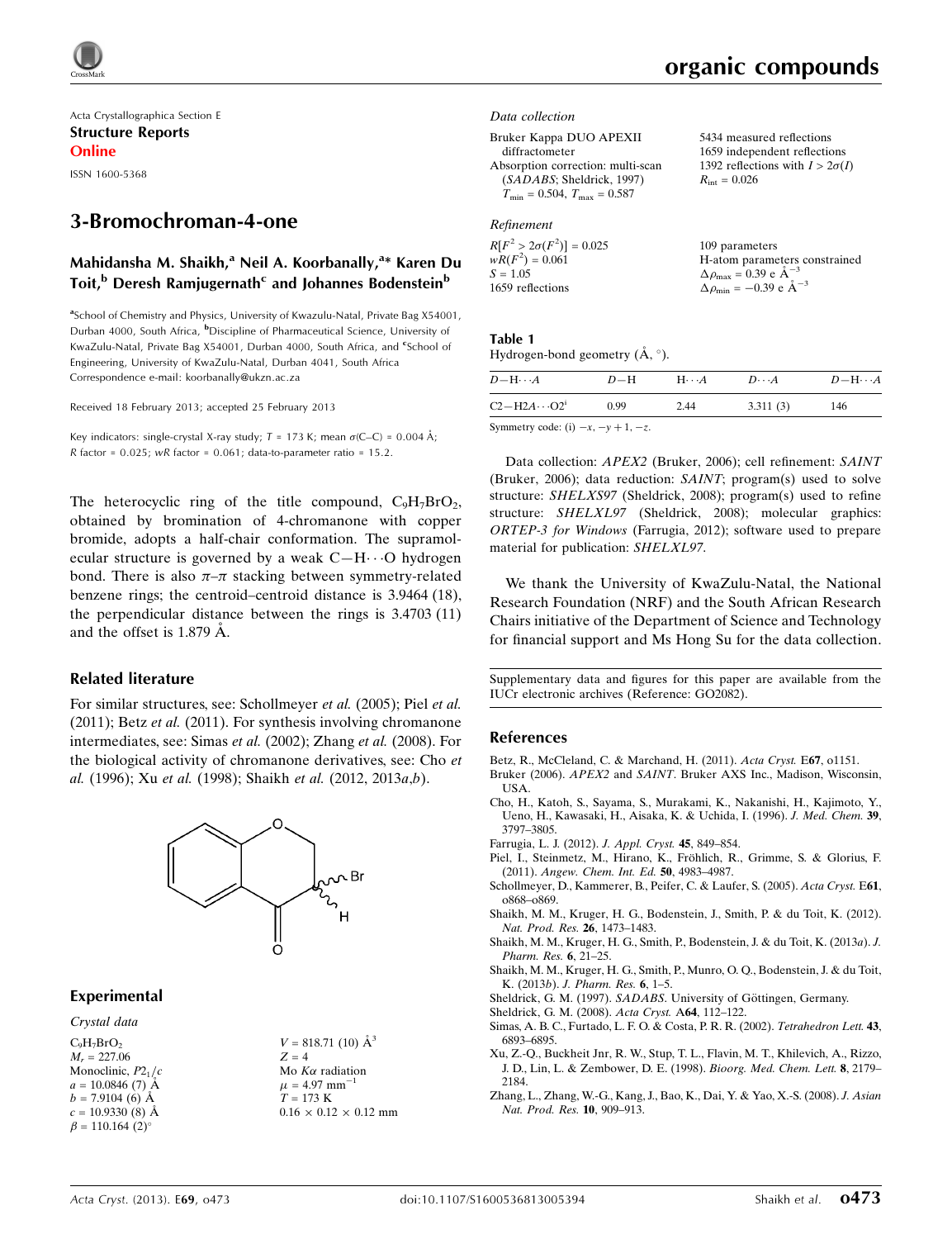Acta Crystallographica Section E

**Structure Reports Online**

ISSN 1600-5368

# 3-Bromochroman-4-one

**Mahidansha M. Shaikh,[a] Neil A. Koorbanally,[a]* Karen Du Toit,[b] Deresh Ramjugernath[c] and Johannes Bodenstein[b]**

[a]School of Chemistry and Physics, University of Kwazulu-Natal, Private Bag X54001, Durban 4000, South Africa, [b]Discipline of Pharmaceutical Science, University of KwaZulu-Natal, Private Bag X54001, Durban 4000, South Africa, and [c]School of Engineering, University of KwaZulu-Natal, Durban 4041, South Africa
Correspondence e-mail: koorbanally@ukzn.ac.za

Received 18 February 2013; accepted 25 February 2013

Key indicators: single-crystal X-ray study; $T$ = 173 K; mean $\sigma$(C–C) = 0.004 Å; $R$ factor = 0.025; $wR$ factor = 0.061; data-to-parameter ratio = 15.2.

The heterocyclic ring of the title compound, $C_9H_7BrO_2$, obtained by bromination of 4-chromanone with copper bromide, adopts a half-chair conformation. The supramolecular structure is governed by a weak C—H···O hydrogen bond. There is also $\pi$–$\pi$ stacking between symmetry-related benzene rings; the centroid–centroid distance is 3.9464 (18), the perpendicular distance between the rings is 3.4703 (11) and the offset is 1.879 Å.

## Related literature

For similar structures, see: Schollmeyer *et al.* (2005); Piel *et al.* (2011); Betz *et al.* (2011). For synthesis involving chromanone intermediates, see: Simas *et al.* (2002); Zhang *et al.* (2008). For the biological activity of chromanone derivatives, see: Cho *et al.* (1996); Xu *et al.* (1998); Shaikh *et al.* (2012, 2013*a*,*b*).

## Experimental

### Crystal data

$C_9H_7BrO_2$
$M_r$ = 227.06
Monoclinic, $P2_1/c$
$a$ = 10.0846 (7) Å
$b$ = 7.9104 (6) Å
$c$ = 10.9330 (8) Å
$\beta$ = 110.164 (2)°
$V$ = 818.71 (10) Å$^3$
$Z$ = 4
Mo $K\alpha$ radiation
$\mu$ = 4.97 mm$^{-1}$
$T$ = 173 K
0.16 × 0.12 × 0.12 mm

### Data collection

Bruker Kappa DUO APEXII diffractometer
Absorption correction: multi-scan (*SADABS*; Sheldrick, 1997)
$T_{min}$ = 0.504, $T_{max}$ = 0.587
5434 measured reflections
1659 independent reflections
1392 reflections with $I > 2\sigma(I)$
$R_{int}$ = 0.026

### Refinement

$R[F^2 > 2\sigma(F^2)]$ = 0.025
$wR(F^2)$ = 0.061
$S$ = 1.05
1659 reflections
109 parameters
H-atom parameters constrained
$\Delta\rho_{max}$ = 0.39 e Å$^{-3}$
$\Delta\rho_{min}$ = −0.39 e Å$^{-3}$

**Table 1**
Hydrogen-bond geometry (Å, °).

| $D$—H···$A$ | $D$—H | H···$A$ | $D$···$A$ | $D$—H···$A$ |
|---|---|---|---|---|
| C2—H2A···O2[i] | 0.99 | 2.44 | 3.311 (3) | 146 |

Symmetry code: (i) $-x, -y+1, -z$.

Data collection: *APEX2* (Bruker, 2006); cell refinement: *SAINT* (Bruker, 2006); data reduction: *SAINT*; program(s) used to solve structure: *SHELXS97* (Sheldrick, 2008); program(s) used to refine structure: *SHELXL97* (Sheldrick, 2008); molecular graphics: *ORTEP-3 for Windows* (Farrugia, 2012); software used to prepare material for publication: *SHELXL97*.

We thank the University of KwaZulu-Natal, the National Research Foundation (NRF) and the South African Research Chairs initiative of the Department of Science and Technology for financial support and Ms Hong Su for the data collection.

Supplementary data and figures for this paper are available from the IUCr electronic archives (Reference: GO2082).

## References

Betz, R., McCleland, C. & Marchand, H. (2011). *Acta Cryst.* E**67**, o1151.
Bruker (2006). *APEX2* and *SAINT*. Bruker AXS Inc., Madison, Wisconsin, USA.
Cho, H., Katoh, S., Sayama, S., Murakami, K., Nakanishi, H., Kajimoto, Y., Ueno, H., Kawasaki, H., Aisaka, K. & Uchida, I. (1996). *J. Med. Chem.* **39**, 3797–3805.
Farrugia, L. J. (2012). *J. Appl. Cryst.* **45**, 849–854.
Piel, I., Steinmetz, M., Hirano, K., Fröhlich, R., Grimme, S. & Glorius, F. (2011). *Angew. Chem. Int. Ed.* **50**, 4983–4987.
Schollmeyer, D., Kammerer, B., Peifer, C. & Laufer, S. (2005). *Acta Cryst.* E**61**, o868–o869.
Shaikh, M. M., Kruger, H. G., Bodenstein, J., Smith, P. & du Toit, K. (2012). *Nat. Prod. Res.* **26**, 1473–1483.
Shaikh, M. M., Kruger, H. G., Smith, P., Bodenstein, J. & du Toit, K. (2013*a*). *J. Pharm. Res.* **6**, 21–25.
Shaikh, M. M., Kruger, H. G., Smith, P., Munro, O. Q., Bodenstein, J. & du Toit, K. (2013*b*). *J. Pharm. Res.* **6**, 1–5.
Sheldrick, G. M. (1997). *SADABS*. University of Göttingen, Germany.
Sheldrick, G. M. (2008). *Acta Cryst.* A**64**, 112–122.
Simas, A. B. C., Furtado, L. F. O. & Costa, P. R. R. (2002). *Tetrahedron Lett.* **43**, 6893–6895.
Xu, Z.-Q., Buckheit Jnr, R. W., Stup, T. L., Flavin, M. T., Khilevich, A., Rizzo, J. D., Lin, L. & Zembower, D. E. (1998). *Bioorg. Med. Chem. Lett.* **8**, 2179–2184.
Zhang, L., Zhang, W.-G., Kang, J., Bao, K., Dai, Y. & Yao, X.-S. (2008). *J. Asian Nat. Prod. Res.* **10**, 909–913.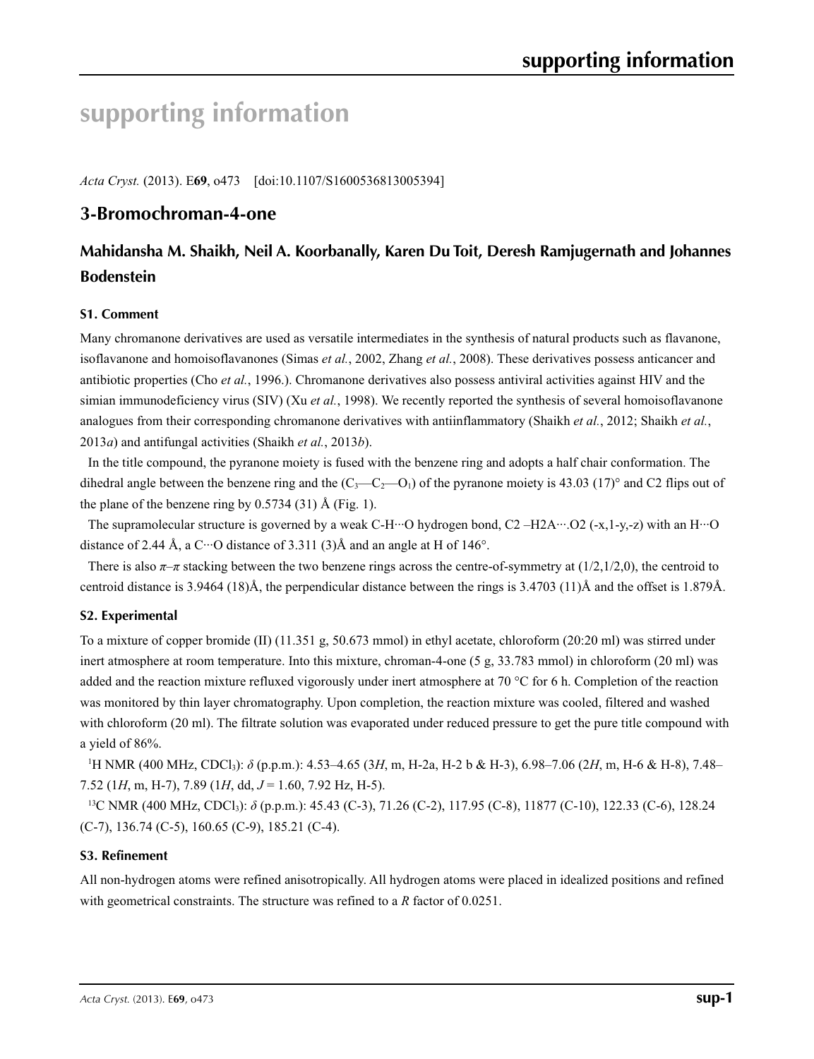# supporting information

*Acta Cryst.* (2013). E**69**, o473 [doi:10.1107/S1600536813005394]

## 3-Bromochroman-4-one

## Mahidansha M. Shaikh, Neil A. Koorbanally, Karen Du Toit, Deresh Ramjugernath and Johannes Bodenstein

### S1. Comment

Many chromanone derivatives are used as versatile intermediates in the synthesis of natural products such as flavanone, isoflavanone and homoisoflavanones (Simas *et al.*, 2002, Zhang *et al.*, 2008). These derivatives possess anticancer and antibiotic properties (Cho *et al.*, 1996.). Chromanone derivatives also possess antiviral activities against HIV and the simian immunodeficiency virus (SIV) (Xu *et al.*, 1998). We recently reported the synthesis of several homoisoflavanone analogues from their corresponding chromanone derivatives with antiinflammatory (Shaikh *et al.*, 2012; Shaikh *et al.*, 2013*a*) and antifungal activities (Shaikh *et al.*, 2013*b*).

In the title compound, the pyranone moiety is fused with the benzene ring and adopts a half chair conformation. The dihedral angle between the benzene ring and the ($C_3$—$C_2$—$O_1$) of the pyranone moiety is 43.03 (17)° and C2 flips out of the plane of the benzene ring by 0.5734 (31) Å (Fig. 1).

The supramolecular structure is governed by a weak C-H···O hydrogen bond, C2 –H2A···.O2 (-x,1-y,-z) with an H···O distance of 2.44 Å, a C···O distance of 3.311 (3)Å and an angle at H of 146°.

There is also *π*–*π* stacking between the two benzene rings across the centre-of-symmetry at (1/2,1/2,0), the centroid to centroid distance is 3.9464 (18)Å, the perpendicular distance between the rings is 3.4703 (11)Å and the offset is 1.879Å.

### S2. Experimental

To a mixture of copper bromide (II) (11.351 g, 50.673 mmol) in ethyl acetate, chloroform (20:20 ml) was stirred under inert atmosphere at room temperature. Into this mixture, chroman-4-one (5 g, 33.783 mmol) in chloroform (20 ml) was added and the reaction mixture refluxed vigorously under inert atmosphere at 70 °C for 6 h. Completion of the reaction was monitored by thin layer chromatography. Upon completion, the reaction mixture was cooled, filtered and washed with chloroform (20 ml). The filtrate solution was evaporated under reduced pressure to get the pure title compound with a yield of 86%.

$^1$H NMR (400 MHz, $CDCl_3$): *δ* (p.p.m.): 4.53–4.65 (3*H*, m, H-2a, H-2 b & H-3), 6.98–7.06 (2*H*, m, H-6 & H-8), 7.48–7.52 (1*H*, m, H-7), 7.89 (1*H*, dd, *J* = 1.60, 7.92 Hz, H-5).

$^{13}$C NMR (400 MHz, $CDCl_3$): *δ* (p.p.m.): 45.43 (C-3), 71.26 (C-2), 117.95 (C-8), 11877 (C-10), 122.33 (C-6), 128.24 (C-7), 136.74 (C-5), 160.65 (C-9), 185.21 (C-4).

### S3. Refinement

All non-hydrogen atoms were refined anisotropically. All hydrogen atoms were placed in idealized positions and refined with geometrical constraints. The structure was refined to a *R* factor of 0.0251.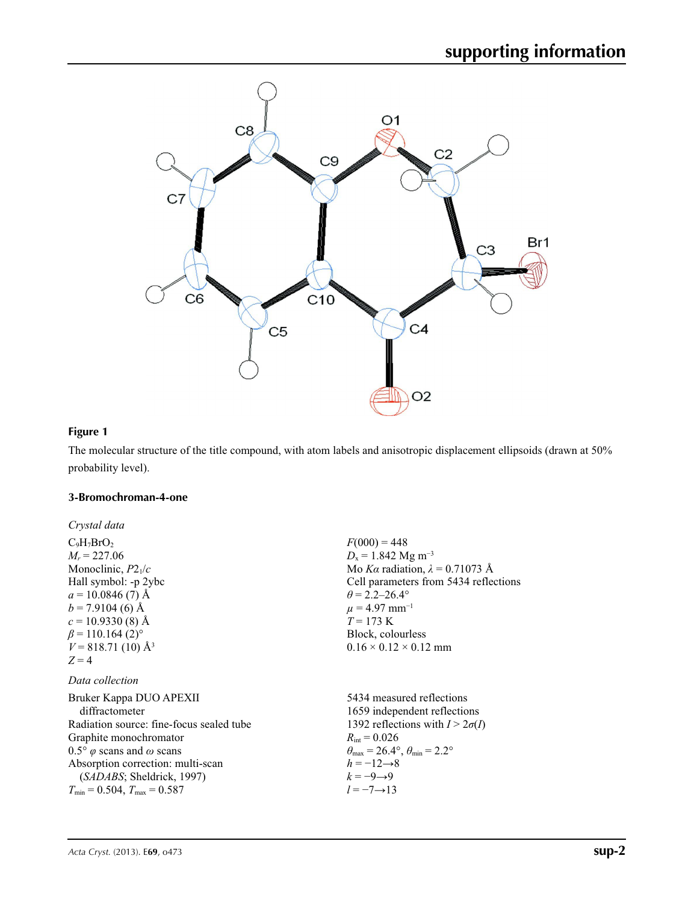**Figure 1**

The molecular structure of the title compound, with atom labels and anisotropic displacement ellipsoids (drawn at 50% probability level).

### 3-Bromochroman-4-one

*Crystal data*

$C_9H_7BrO_2$
$M_r = 227.06$
Monoclinic, $P2_1/c$
Hall symbol: -p 2ybc
$a = 10.0846$ (7) Å
$b = 7.9104$ (6) Å
$c = 10.9330$ (8) Å
$\beta = 110.164$ (2)°
$V = 818.71$ (10) Å$^3$
$Z = 4$
$F(000) = 448$
$D_x = 1.842$ Mg m$^{-3}$
Mo $K\alpha$ radiation, $\lambda = 0.71073$ Å
Cell parameters from 5434 reflections
$\theta = 2.2$–$26.4°$
$\mu = 4.97$ mm$^{-1}$
$T = 173$ K
Block, colourless
0.16 × 0.12 × 0.12 mm

*Data collection*

Bruker Kappa DUO APEXII diffractometer
Radiation source: fine-focus sealed tube
Graphite monochromator
0.5° $\varphi$ scans and $\omega$ scans
Absorption correction: multi-scan (*SADABS*; Sheldrick, 1997)
$T_{min} = 0.504$, $T_{max} = 0.587$
5434 measured reflections
1659 independent reflections
1392 reflections with $I > 2\sigma(I)$
$R_{int} = 0.026$
$\theta_{max} = 26.4°$, $\theta_{min} = 2.2°$
$h = -12 \rightarrow 8$
$k = -9 \rightarrow 9$
$l = -7 \rightarrow 13$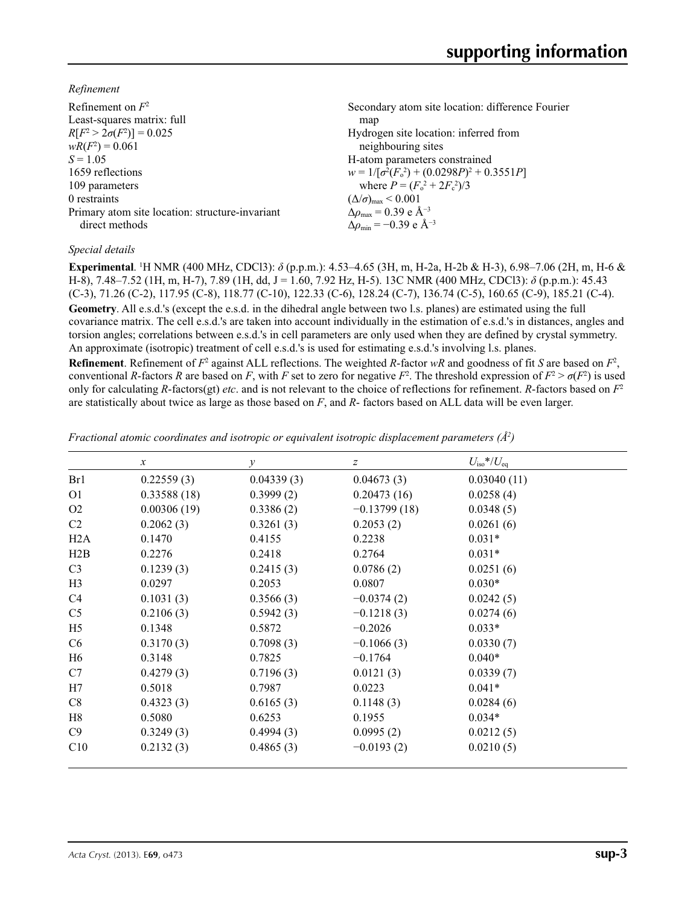*Refinement*

| | |
|---|---|
| Refinement on $F^2$ | Secondary atom site location: difference Fourier map |
| Least-squares matrix: full | Hydrogen site location: inferred from neighbouring sites |
| $R[F^2 > 2\sigma(F^2)] = 0.025$ | H-atom parameters constrained |
| $wR(F^2) = 0.061$ | $w = 1/[\sigma^2(F_o^2) + (0.0298P)^2 + 0.3551P]$ where $P = (F_o^2 + 2F_c^2)/3$ |
| $S = 1.05$ | $(\Delta/\sigma)_{max} < 0.001$ |
| 1659 reflections | $\Delta\rho_{max} = 0.39$ e Å$^{-3}$ |
| 109 parameters | $\Delta\rho_{min} = -0.39$ e Å$^{-3}$ |
| 0 restraints | |
| Primary atom site location: structure-invariant direct methods | |

*Special details*

**Experimental**. $^1$H NMR (400 MHz, CDCl3): $\delta$ (p.p.m.): 4.53–4.65 (3H, m, H-2a, H-2b & H-3), 6.98–7.06 (2H, m, H-6 & H-8), 7.48–7.52 (1H, m, H-7), 7.89 (1H, dd, J = 1.60, 7.92 Hz, H-5). 13C NMR (400 MHz, CDCl3): $\delta$ (p.p.m.): 45.43 (C-3), 71.26 (C-2), 117.95 (C-8), 118.77 (C-10), 122.33 (C-6), 128.24 (C-7), 136.74 (C-5), 160.65 (C-9), 185.21 (C-4).

**Geometry**. All e.s.d.'s (except the e.s.d. in the dihedral angle between two l.s. planes) are estimated using the full covariance matrix. The cell e.s.d.'s are taken into account individually in the estimation of e.s.d.'s in distances, angles and torsion angles; correlations between e.s.d.'s in cell parameters are only used when they are defined by crystal symmetry. An approximate (isotropic) treatment of cell e.s.d.'s is used for estimating e.s.d.'s involving l.s. planes.

**Refinement**. Refinement of $F^2$ against ALL reflections. The weighted $R$-factor $wR$ and goodness of fit $S$ are based on $F^2$, conventional $R$-factors $R$ are based on $F$, with $F$ set to zero for negative $F^2$. The threshold expression of $F^2 > \sigma(F^2)$ is used only for calculating $R$-factors(gt) *etc*. and is not relevant to the choice of reflections for refinement. $R$-factors based on $F^2$ are statistically about twice as large as those based on $F$, and $R$- factors based on ALL data will be even larger.

*Fractional atomic coordinates and isotropic or equivalent isotropic displacement parameters (Å$^2$)*

| | $x$ | $y$ | $z$ | $U_{iso}$\*/$U_{eq}$ |
|---|---|---|---|---|
| Br1 | 0.22559 (3) | 0.04339 (3) | 0.04673 (3) | 0.03040 (11) |
| O1 | 0.33588 (18) | 0.3999 (2) | 0.20473 (16) | 0.0258 (4) |
| O2 | 0.00306 (19) | 0.3386 (2) | −0.13799 (18) | 0.0348 (5) |
| C2 | 0.2062 (3) | 0.3261 (3) | 0.2053 (2) | 0.0261 (6) |
| H2A | 0.1470 | 0.4155 | 0.2238 | 0.031* |
| H2B | 0.2276 | 0.2418 | 0.2764 | 0.031* |
| C3 | 0.1239 (3) | 0.2415 (3) | 0.0786 (2) | 0.0251 (6) |
| H3 | 0.0297 | 0.2053 | 0.0807 | 0.030* |
| C4 | 0.1031 (3) | 0.3566 (3) | −0.0374 (2) | 0.0242 (5) |
| C5 | 0.2106 (3) | 0.5942 (3) | −0.1218 (3) | 0.0274 (6) |
| H5 | 0.1348 | 0.5872 | −0.2026 | 0.033* |
| C6 | 0.3170 (3) | 0.7098 (3) | −0.1066 (3) | 0.0330 (7) |
| H6 | 0.3148 | 0.7825 | −0.1764 | 0.040* |
| C7 | 0.4279 (3) | 0.7196 (3) | 0.0121 (3) | 0.0339 (7) |
| H7 | 0.5018 | 0.7987 | 0.0223 | 0.041* |
| C8 | 0.4323 (3) | 0.6165 (3) | 0.1148 (3) | 0.0284 (6) |
| H8 | 0.5080 | 0.6253 | 0.1955 | 0.034* |
| C9 | 0.3249 (3) | 0.4994 (3) | 0.0995 (2) | 0.0212 (5) |
| C10 | 0.2132 (3) | 0.4865 (3) | −0.0193 (2) | 0.0210 (5) |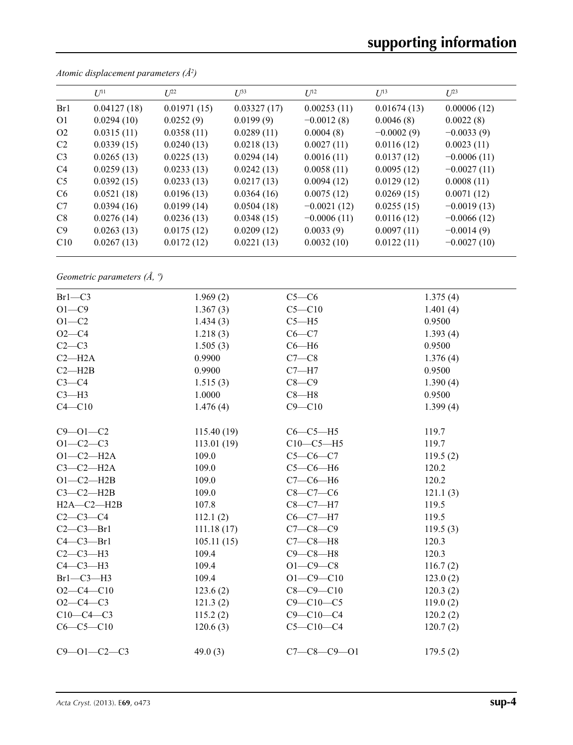*Atomic displacement parameters (Å²)*

|  | $U^{11}$ | $U^{22}$ | $U^{33}$ | $U^{12}$ | $U^{13}$ | $U^{23}$ |
|---|---|---|---|---|---|---|
| Br1 | 0.04127 (18) | 0.01971 (15) | 0.03327 (17) | 0.00253 (11) | 0.01674 (13) | 0.00006 (12) |
| O1 | 0.0294 (10) | 0.0252 (9) | 0.0199 (9) | −0.0012 (8) | 0.0046 (8) | 0.0022 (8) |
| O2 | 0.0315 (11) | 0.0358 (11) | 0.0289 (11) | 0.0004 (8) | −0.0002 (9) | −0.0033 (9) |
| C2 | 0.0339 (15) | 0.0240 (13) | 0.0218 (13) | 0.0027 (11) | 0.0116 (12) | 0.0023 (11) |
| C3 | 0.0265 (13) | 0.0225 (13) | 0.0294 (14) | 0.0016 (11) | 0.0137 (12) | −0.0006 (11) |
| C4 | 0.0259 (13) | 0.0233 (13) | 0.0242 (13) | 0.0058 (11) | 0.0095 (12) | −0.0027 (11) |
| C5 | 0.0392 (15) | 0.0233 (13) | 0.0217 (13) | 0.0094 (12) | 0.0129 (12) | 0.0008 (11) |
| C6 | 0.0521 (18) | 0.0196 (13) | 0.0364 (16) | 0.0075 (12) | 0.0269 (15) | 0.0071 (12) |
| C7 | 0.0394 (16) | 0.0199 (14) | 0.0504 (18) | −0.0021 (12) | 0.0255 (15) | −0.0019 (13) |
| C8 | 0.0276 (14) | 0.0236 (13) | 0.0348 (15) | −0.0006 (11) | 0.0116 (12) | −0.0066 (12) |
| C9 | 0.0263 (13) | 0.0175 (12) | 0.0209 (12) | 0.0033 (9) | 0.0097 (11) | −0.0014 (9) |
| C10 | 0.0267 (13) | 0.0172 (12) | 0.0221 (13) | 0.0032 (10) | 0.0122 (11) | −0.0027 (10) |

*Geometric parameters (Å, º)*

|  |  |  |  |
|---|---|---|---|
| Br1—C3 | 1.969 (2) | C5—C6 | 1.375 (4) |
| O1—C9 | 1.367 (3) | C5—C10 | 1.401 (4) |
| O1—C2 | 1.434 (3) | C5—H5 | 0.9500 |
| O2—C4 | 1.218 (3) | C6—C7 | 1.393 (4) |
| C2—C3 | 1.505 (3) | C6—H6 | 0.9500 |
| C2—H2A | 0.9900 | C7—C8 | 1.376 (4) |
| C2—H2B | 0.9900 | C7—H7 | 0.9500 |
| C3—C4 | 1.515 (3) | C8—C9 | 1.390 (4) |
| C3—H3 | 1.0000 | C8—H8 | 0.9500 |
| C4—C10 | 1.476 (4) | C9—C10 | 1.399 (4) |
|  |  |  |  |
| C9—O1—C2 | 115.40 (19) | C6—C5—H5 | 119.7 |
| O1—C2—C3 | 113.01 (19) | C10—C5—H5 | 119.7 |
| O1—C2—H2A | 109.0 | C5—C6—C7 | 119.5 (2) |
| C3—C2—H2A | 109.0 | C5—C6—H6 | 120.2 |
| O1—C2—H2B | 109.0 | C7—C6—H6 | 120.2 |
| C3—C2—H2B | 109.0 | C8—C7—C6 | 121.1 (3) |
| H2A—C2—H2B | 107.8 | C8—C7—H7 | 119.5 |
| C2—C3—C4 | 112.1 (2) | C6—C7—H7 | 119.5 |
| C2—C3—Br1 | 111.18 (17) | C7—C8—C9 | 119.5 (3) |
| C4—C3—Br1 | 105.11 (15) | C7—C8—H8 | 120.3 |
| C2—C3—H3 | 109.4 | C9—C8—H8 | 120.3 |
| C4—C3—H3 | 109.4 | O1—C9—C8 | 116.7 (2) |
| Br1—C3—H3 | 109.4 | O1—C9—C10 | 123.0 (2) |
| O2—C4—C10 | 123.6 (2) | C8—C9—C10 | 120.3 (2) |
| O2—C4—C3 | 121.3 (2) | C9—C10—C5 | 119.0 (2) |
| C10—C4—C3 | 115.2 (2) | C9—C10—C4 | 120.2 (2) |
| C6—C5—C10 | 120.6 (3) | C5—C10—C4 | 120.7 (2) |
|  |  |  |  |
| C9—O1—C2—C3 | 49.0 (3) | C7—C8—C9—O1 | 179.5 (2) |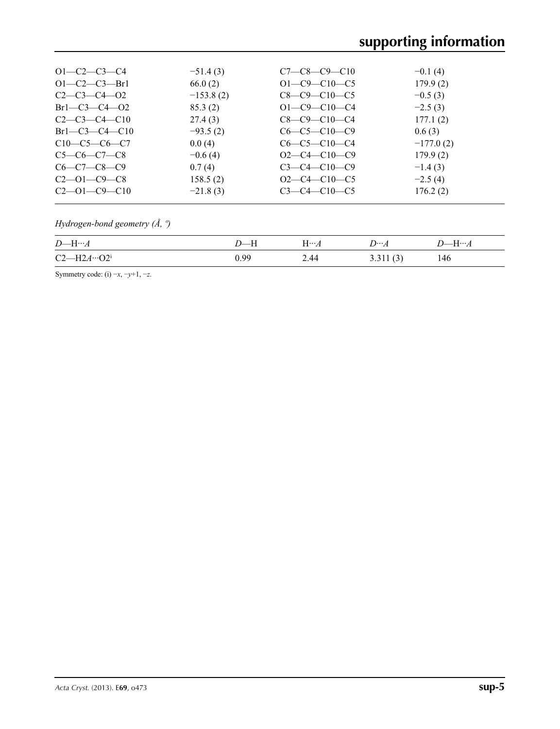| | | | |
|---|---|---|---|
| O1—C2—C3—C4 | −51.4 (3) | C7—C8—C9—C10 | −0.1 (4) |
| O1—C2—C3—Br1 | 66.0 (2) | O1—C9—C10—C5 | 179.9 (2) |
| C2—C3—C4—O2 | −153.8 (2) | C8—C9—C10—C5 | −0.5 (3) |
| Br1—C3—C4—O2 | 85.3 (2) | O1—C9—C10—C4 | −2.5 (3) |
| C2—C3—C4—C10 | 27.4 (3) | C8—C9—C10—C4 | 177.1 (2) |
| Br1—C3—C4—C10 | −93.5 (2) | C6—C5—C10—C9 | 0.6 (3) |
| C10—C5—C6—C7 | 0.0 (4) | C6—C5—C10—C4 | −177.0 (2) |
| C5—C6—C7—C8 | −0.6 (4) | O2—C4—C10—C9 | 179.9 (2) |
| C6—C7—C8—C9 | 0.7 (4) | C3—C4—C10—C9 | −1.4 (3) |
| C2—O1—C9—C8 | 158.5 (2) | O2—C4—C10—C5 | −2.5 (4) |
| C2—O1—C9—C10 | −21.8 (3) | C3—C4—C10—C5 | 176.2 (2) |

*Hydrogen-bond geometry (Å, º)*

| *D*—H···*A* | *D*—H | H···*A* | *D*···*A* | *D*—H···*A* |
|---|---|---|---|---|
| C2—H2*A*···O2[i] | 0.99 | 2.44 | 3.311 (3) | 146 |

Symmetry code: (i) −*x*, −*y*+1, −*z*.